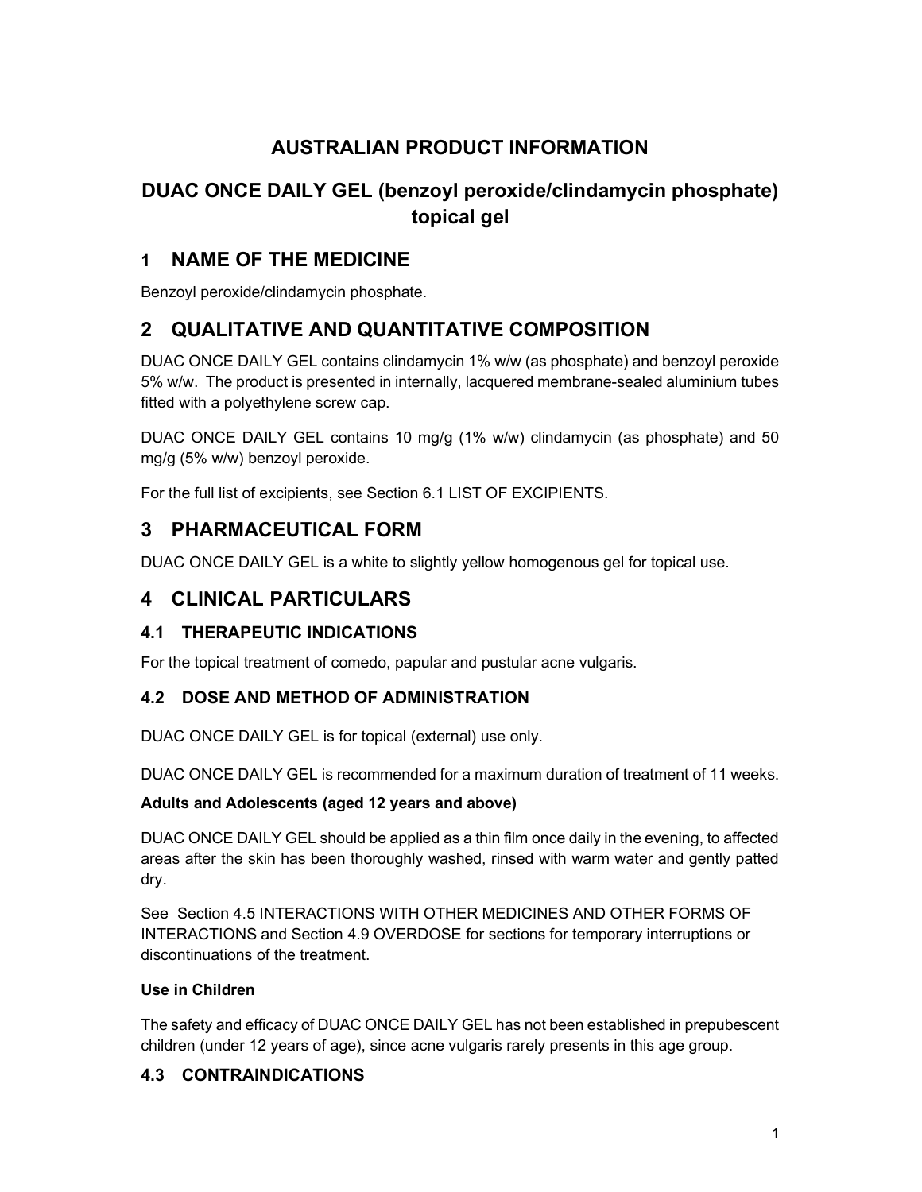# AUSTRALIAN PRODUCT INFORMATION

# DUAC ONCE DAILY GEL (benzoyl peroxide/clindamycin phosphate) topical gel

## 1 NAME OF THE MEDICINE

Benzoyl peroxide/clindamycin phosphate.

## 2 QUALITATIVE AND QUANTITATIVE COMPOSITION

DUAC ONCE DAILY GEL contains clindamycin 1% w/w (as phosphate) and benzoyl peroxide 5% w/w. The product is presented in internally, lacquered membrane-sealed aluminium tubes fitted with a polyethylene screw cap.

DUAC ONCE DAILY GEL contains 10 mg/g (1% w/w) clindamycin (as phosphate) and 50 mg/g (5% w/w) benzoyl peroxide.

For the full list of excipients, see Section 6.1 LIST OF EXCIPIENTS.

## 3 PHARMACEUTICAL FORM

DUAC ONCE DAILY GEL is a white to slightly yellow homogenous gel for topical use.

## 4 CLINICAL PARTICULARS

### 4.1 THERAPEUTIC INDICATIONS

For the topical treatment of comedo, papular and pustular acne vulgaris.

### 4.2 DOSE AND METHOD OF ADMINISTRATION

DUAC ONCE DAILY GEL is for topical (external) use only.

DUAC ONCE DAILY GEL is recommended for a maximum duration of treatment of 11 weeks.

**Adults and Adolescents (aged 12 years and above)**

DUAC ONCE DAILY GEL should be applied as a thin film once daily in the evening, to affected areas after the skin has been thoroughly washed, rinsed with warm water and gently patted dry.

See Section 4.5 INTERACTIONS WITH OTHER MEDICINES AND OTHER FORMS OF INTERACTIONS and Section 4.9 OVERDOSE for sections for temporary interruptions or discontinuations of the treatment.

**Use in Children**

The safety and efficacy of DUAC ONCE DAILY GEL has not been established in prepubescent children (under 12 years of age), since acne vulgaris rarely presents in this age group.

### 4.3 CONTRAINDICATIONS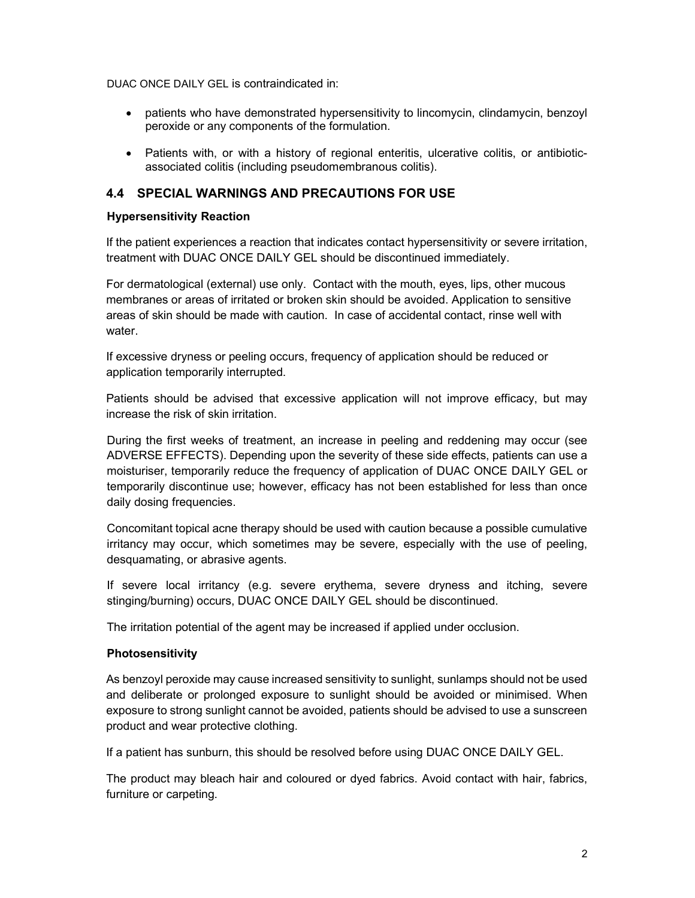DUAC ONCE DAILY GEL is contraindicated in:

- patients who have demonstrated hypersensitivity to lincomycin, clindamycin, benzoyl peroxide or any components of the formulation.
- Patients with, or with a history of regional enteritis, ulcerative colitis, or antibiotic-associated colitis (including pseudomembranous colitis).

## 4.4 SPECIAL WARNINGS AND PRECAUTIONS FOR USE

**Hypersensitivity Reaction**

If the patient experiences a reaction that indicates contact hypersensitivity or severe irritation, treatment with DUAC ONCE DAILY GEL should be discontinued immediately.

For dermatological (external) use only. Contact with the mouth, eyes, lips, other mucous membranes or areas of irritated or broken skin should be avoided. Application to sensitive areas of skin should be made with caution. In case of accidental contact, rinse well with water.

If excessive dryness or peeling occurs, frequency of application should be reduced or application temporarily interrupted.

Patients should be advised that excessive application will not improve efficacy, but may increase the risk of skin irritation.

During the first weeks of treatment, an increase in peeling and reddening may occur (see ADVERSE EFFECTS). Depending upon the severity of these side effects, patients can use a moisturiser, temporarily reduce the frequency of application of DUAC ONCE DAILY GEL or temporarily discontinue use; however, efficacy has not been established for less than once daily dosing frequencies.

Concomitant topical acne therapy should be used with caution because a possible cumulative irritancy may occur, which sometimes may be severe, especially with the use of peeling, desquamating, or abrasive agents.

If severe local irritancy (e.g. severe erythema, severe dryness and itching, severe stinging/burning) occurs, DUAC ONCE DAILY GEL should be discontinued.

The irritation potential of the agent may be increased if applied under occlusion.

**Photosensitivity**

As benzoyl peroxide may cause increased sensitivity to sunlight, sunlamps should not be used and deliberate or prolonged exposure to sunlight should be avoided or minimised. When exposure to strong sunlight cannot be avoided, patients should be advised to use a sunscreen product and wear protective clothing.

If a patient has sunburn, this should be resolved before using DUAC ONCE DAILY GEL.

The product may bleach hair and coloured or dyed fabrics. Avoid contact with hair, fabrics, furniture or carpeting.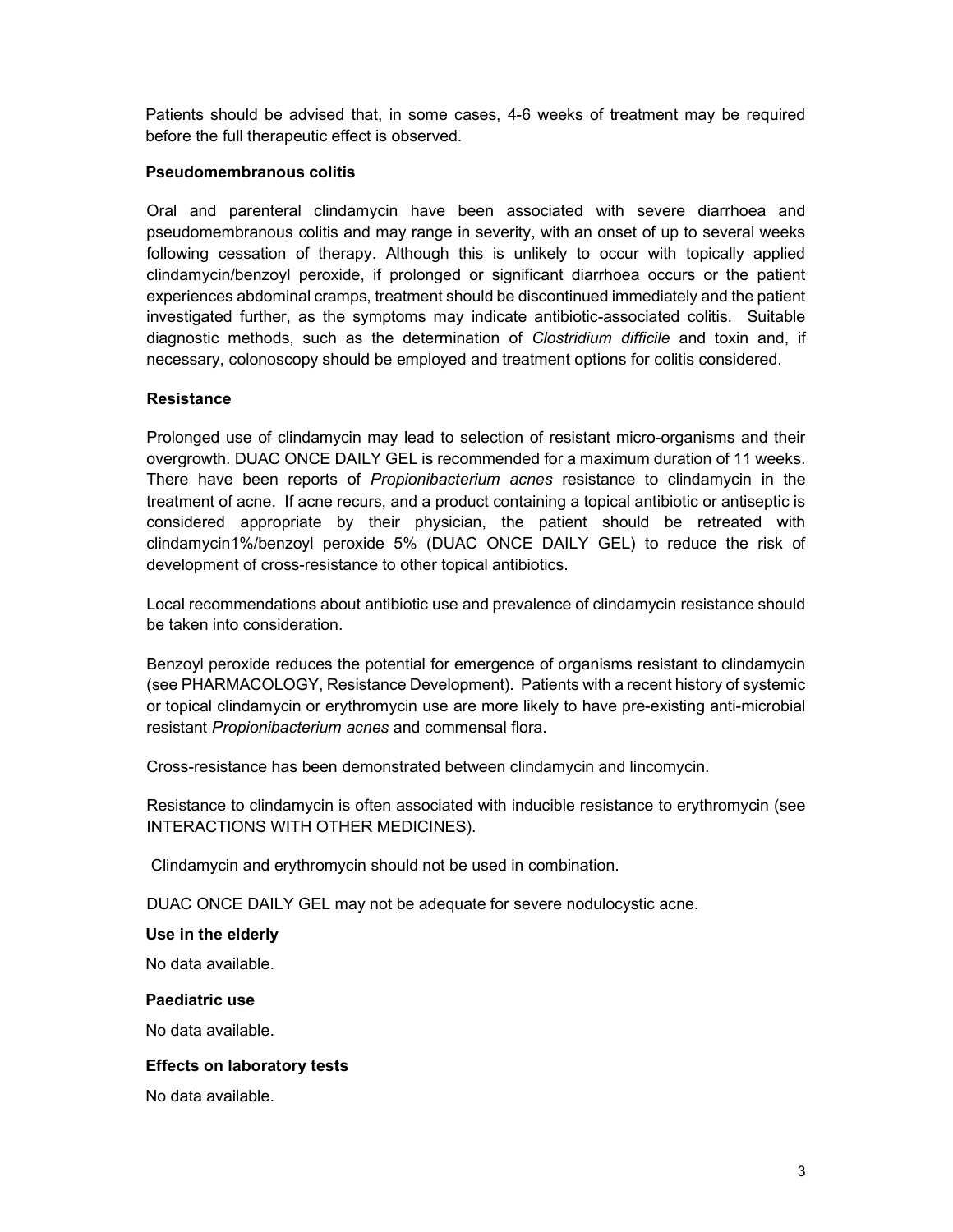Patients should be advised that, in some cases, 4-6 weeks of treatment may be required before the full therapeutic effect is observed.

### Pseudomembranous colitis

Oral and parenteral clindamycin have been associated with severe diarrhoea and pseudomembranous colitis and may range in severity, with an onset of up to several weeks following cessation of therapy. Although this is unlikely to occur with topically applied clindamycin/benzoyl peroxide, if prolonged or significant diarrhoea occurs or the patient experiences abdominal cramps, treatment should be discontinued immediately and the patient investigated further, as the symptoms may indicate antibiotic-associated colitis. Suitable diagnostic methods, such as the determination of *Clostridium difficile* and toxin and, if necessary, colonoscopy should be employed and treatment options for colitis considered.

### Resistance

Prolonged use of clindamycin may lead to selection of resistant micro-organisms and their overgrowth. DUAC ONCE DAILY GEL is recommended for a maximum duration of 11 weeks. There have been reports of *Propionibacterium acnes* resistance to clindamycin in the treatment of acne. If acne recurs, and a product containing a topical antibiotic or antiseptic is considered appropriate by their physician, the patient should be retreated with clindamycin1%/benzoyl peroxide 5% (DUAC ONCE DAILY GEL) to reduce the risk of development of cross-resistance to other topical antibiotics.

Local recommendations about antibiotic use and prevalence of clindamycin resistance should be taken into consideration.

Benzoyl peroxide reduces the potential for emergence of organisms resistant to clindamycin (see PHARMACOLOGY, Resistance Development). Patients with a recent history of systemic or topical clindamycin or erythromycin use are more likely to have pre-existing anti-microbial resistant *Propionibacterium acnes* and commensal flora.

Cross-resistance has been demonstrated between clindamycin and lincomycin.

Resistance to clindamycin is often associated with inducible resistance to erythromycin (see INTERACTIONS WITH OTHER MEDICINES).

Clindamycin and erythromycin should not be used in combination.

DUAC ONCE DAILY GEL may not be adequate for severe nodulocystic acne.

### Use in the elderly

No data available.

### Paediatric use

No data available.

### Effects on laboratory tests

No data available.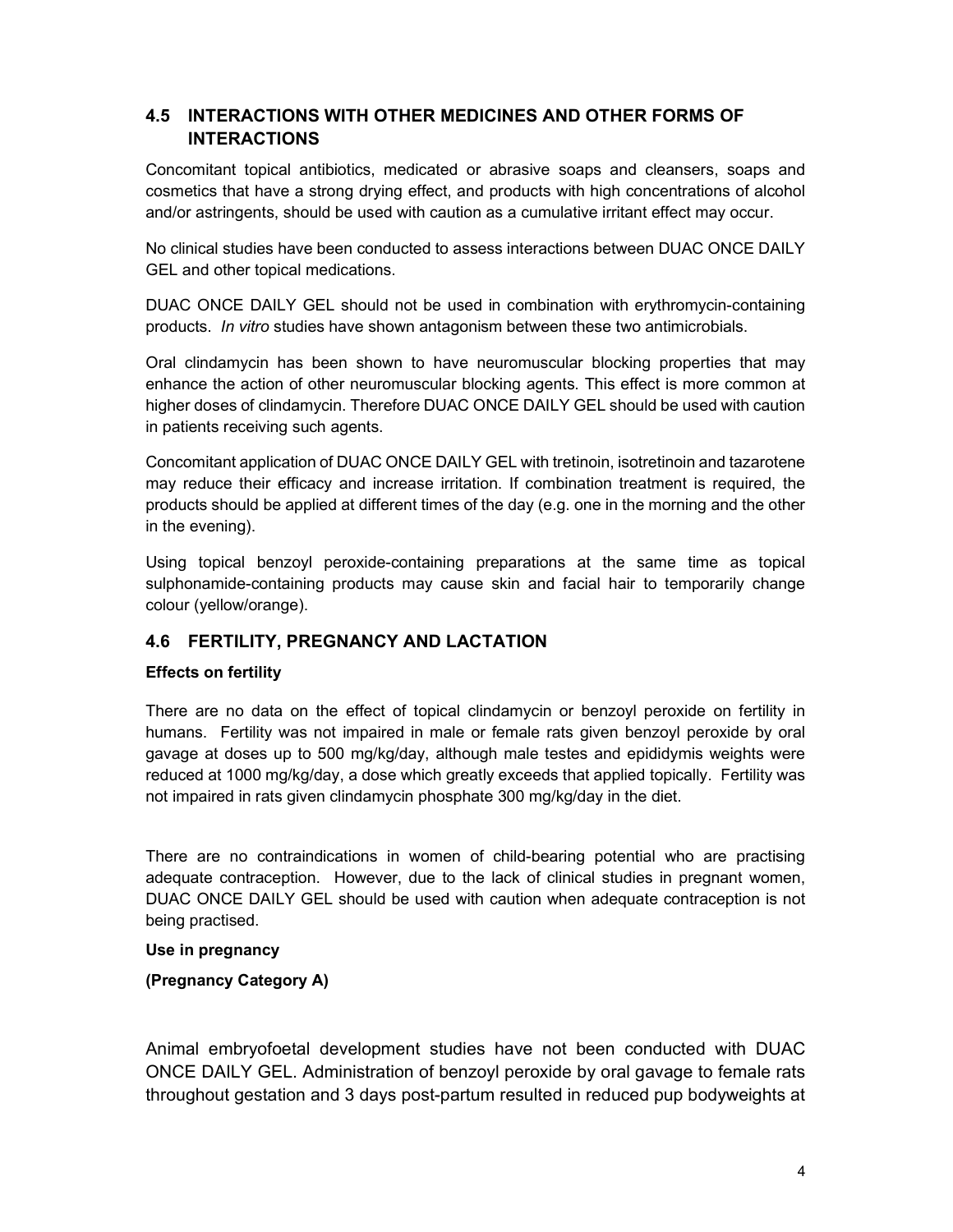## 4.5 INTERACTIONS WITH OTHER MEDICINES AND OTHER FORMS OF INTERACTIONS

Concomitant topical antibiotics, medicated or abrasive soaps and cleansers, soaps and cosmetics that have a strong drying effect, and products with high concentrations of alcohol and/or astringents, should be used with caution as a cumulative irritant effect may occur.

No clinical studies have been conducted to assess interactions between DUAC ONCE DAILY GEL and other topical medications.

DUAC ONCE DAILY GEL should not be used in combination with erythromycin-containing products. *In vitro* studies have shown antagonism between these two antimicrobials.

Oral clindamycin has been shown to have neuromuscular blocking properties that may enhance the action of other neuromuscular blocking agents. This effect is more common at higher doses of clindamycin. Therefore DUAC ONCE DAILY GEL should be used with caution in patients receiving such agents.

Concomitant application of DUAC ONCE DAILY GEL with tretinoin, isotretinoin and tazarotene may reduce their efficacy and increase irritation. If combination treatment is required, the products should be applied at different times of the day (e.g. one in the morning and the other in the evening).

Using topical benzoyl peroxide-containing preparations at the same time as topical sulphonamide-containing products may cause skin and facial hair to temporarily change colour (yellow/orange).

## 4.6 FERTILITY, PREGNANCY AND LACTATION

**Effects on fertility**

There are no data on the effect of topical clindamycin or benzoyl peroxide on fertility in humans. Fertility was not impaired in male or female rats given benzoyl peroxide by oral gavage at doses up to 500 mg/kg/day, although male testes and epididymis weights were reduced at 1000 mg/kg/day, a dose which greatly exceeds that applied topically. Fertility was not impaired in rats given clindamycin phosphate 300 mg/kg/day in the diet.

There are no contraindications in women of child-bearing potential who are practising adequate contraception. However, due to the lack of clinical studies in pregnant women, DUAC ONCE DAILY GEL should be used with caution when adequate contraception is not being practised.

**Use in pregnancy**

**(Pregnancy Category A)**

Animal embryofoetal development studies have not been conducted with DUAC ONCE DAILY GEL. Administration of benzoyl peroxide by oral gavage to female rats throughout gestation and 3 days post-partum resulted in reduced pup bodyweights at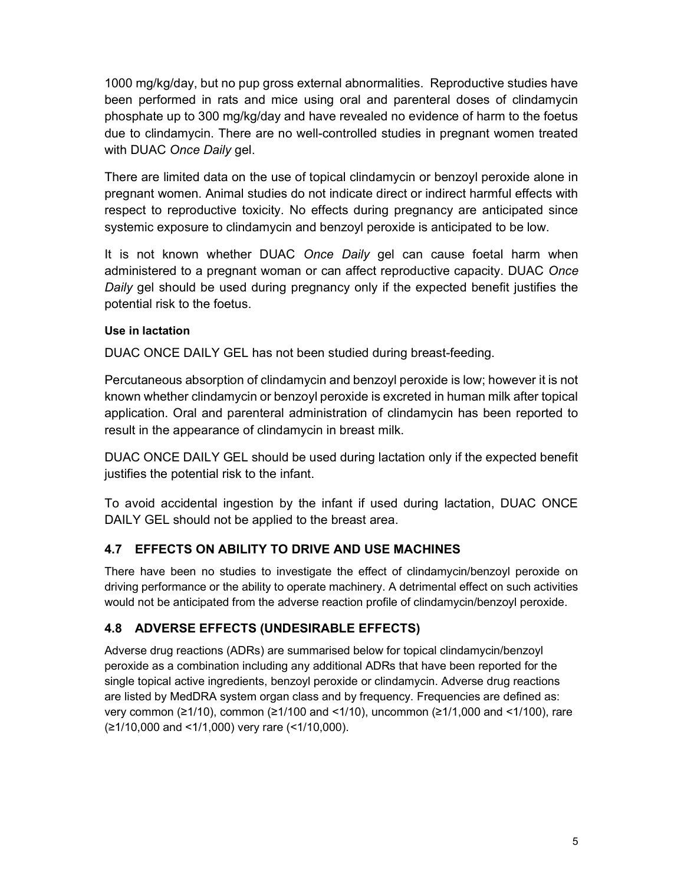1000 mg/kg/day, but no pup gross external abnormalities. Reproductive studies have been performed in rats and mice using oral and parenteral doses of clindamycin phosphate up to 300 mg/kg/day and have revealed no evidence of harm to the foetus due to clindamycin. There are no well-controlled studies in pregnant women treated with DUAC *Once Daily* gel.

There are limited data on the use of topical clindamycin or benzoyl peroxide alone in pregnant women. Animal studies do not indicate direct or indirect harmful effects with respect to reproductive toxicity. No effects during pregnancy are anticipated since systemic exposure to clindamycin and benzoyl peroxide is anticipated to be low.

It is not known whether DUAC *Once Daily* gel can cause foetal harm when administered to a pregnant woman or can affect reproductive capacity. DUAC *Once Daily* gel should be used during pregnancy only if the expected benefit justifies the potential risk to the foetus.

**Use in lactation**

DUAC ONCE DAILY GEL has not been studied during breast-feeding.

Percutaneous absorption of clindamycin and benzoyl peroxide is low; however it is not known whether clindamycin or benzoyl peroxide is excreted in human milk after topical application. Oral and parenteral administration of clindamycin has been reported to result in the appearance of clindamycin in breast milk.

DUAC ONCE DAILY GEL should be used during lactation only if the expected benefit justifies the potential risk to the infant.

To avoid accidental ingestion by the infant if used during lactation, DUAC ONCE DAILY GEL should not be applied to the breast area.

## 4.7 EFFECTS ON ABILITY TO DRIVE AND USE MACHINES

There have been no studies to investigate the effect of clindamycin/benzoyl peroxide on driving performance or the ability to operate machinery. A detrimental effect on such activities would not be anticipated from the adverse reaction profile of clindamycin/benzoyl peroxide.

## 4.8 ADVERSE EFFECTS (UNDESIRABLE EFFECTS)

Adverse drug reactions (ADRs) are summarised below for topical clindamycin/benzoyl peroxide as a combination including any additional ADRs that have been reported for the single topical active ingredients, benzoyl peroxide or clindamycin. Adverse drug reactions are listed by MedDRA system organ class and by frequency. Frequencies are defined as: very common (≥1/10), common (≥1/100 and <1/10), uncommon (≥1/1,000 and <1/100), rare (≥1/10,000 and <1/1,000) very rare (<1/10,000).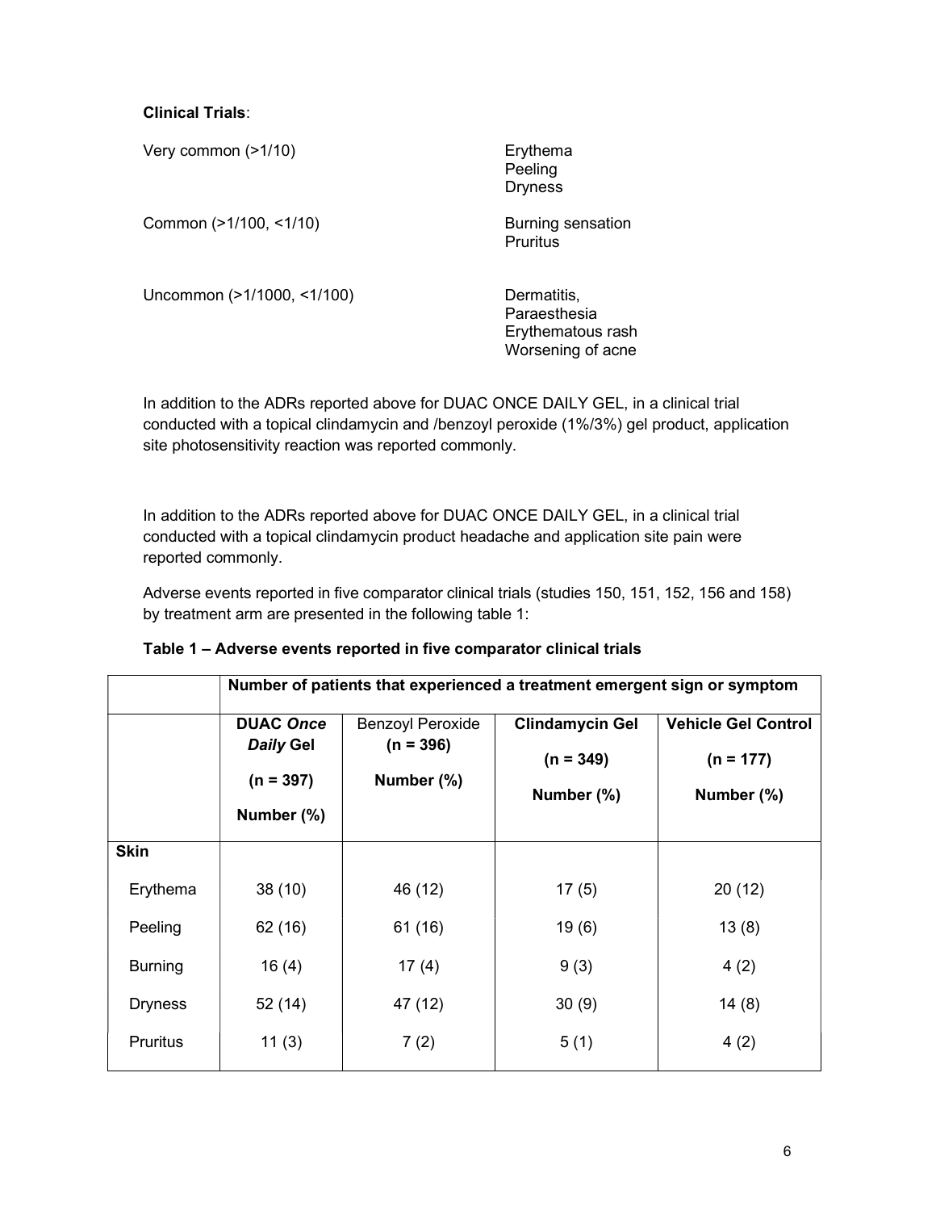**Clinical Trials**:

| | |
|---|---|
| Very common (>1/10) | Erythema<br>Peeling<br>Dryness |
| Common (>1/100, <1/10) | Burning sensation<br>Pruritus |
| Uncommon (>1/1000, <1/100) | Dermatitis,<br>Paraesthesia<br>Erythematous rash<br>Worsening of acne |

In addition to the ADRs reported above for DUAC ONCE DAILY GEL, in a clinical trial conducted with a topical clindamycin and /benzoyl peroxide (1%/3%) gel product, application site photosensitivity reaction was reported commonly.

In addition to the ADRs reported above for DUAC ONCE DAILY GEL, in a clinical trial conducted with a topical clindamycin product headache and application site pain were reported commonly.

Adverse events reported in five comparator clinical trials (studies 150, 151, 152, 156 and 158) by treatment arm are presented in the following table 1:

**Table 1 – Adverse events reported in five comparator clinical trials**

| | **Number of patients that experienced a treatment emergent sign or symptom** | | | |
|---|---|---|---|---|
| | **DUAC *Once Daily* Gel (n = 397) Number (%)** | Benzoyl Peroxide **(n = 396) Number (%)** | **Clindamycin Gel (n = 349) Number (%)** | **Vehicle Gel Control (n = 177) Number (%)** |
| **Skin** | | | | |
| Erythema | 38 (10) | 46 (12) | 17 (5) | 20 (12) |
| Peeling | 62 (16) | 61 (16) | 19 (6) | 13 (8) |
| Burning | 16 (4) | 17 (4) | 9 (3) | 4 (2) |
| Dryness | 52 (14) | 47 (12) | 30 (9) | 14 (8) |
| Pruritus | 11 (3) | 7 (2) | 5 (1) | 4 (2) |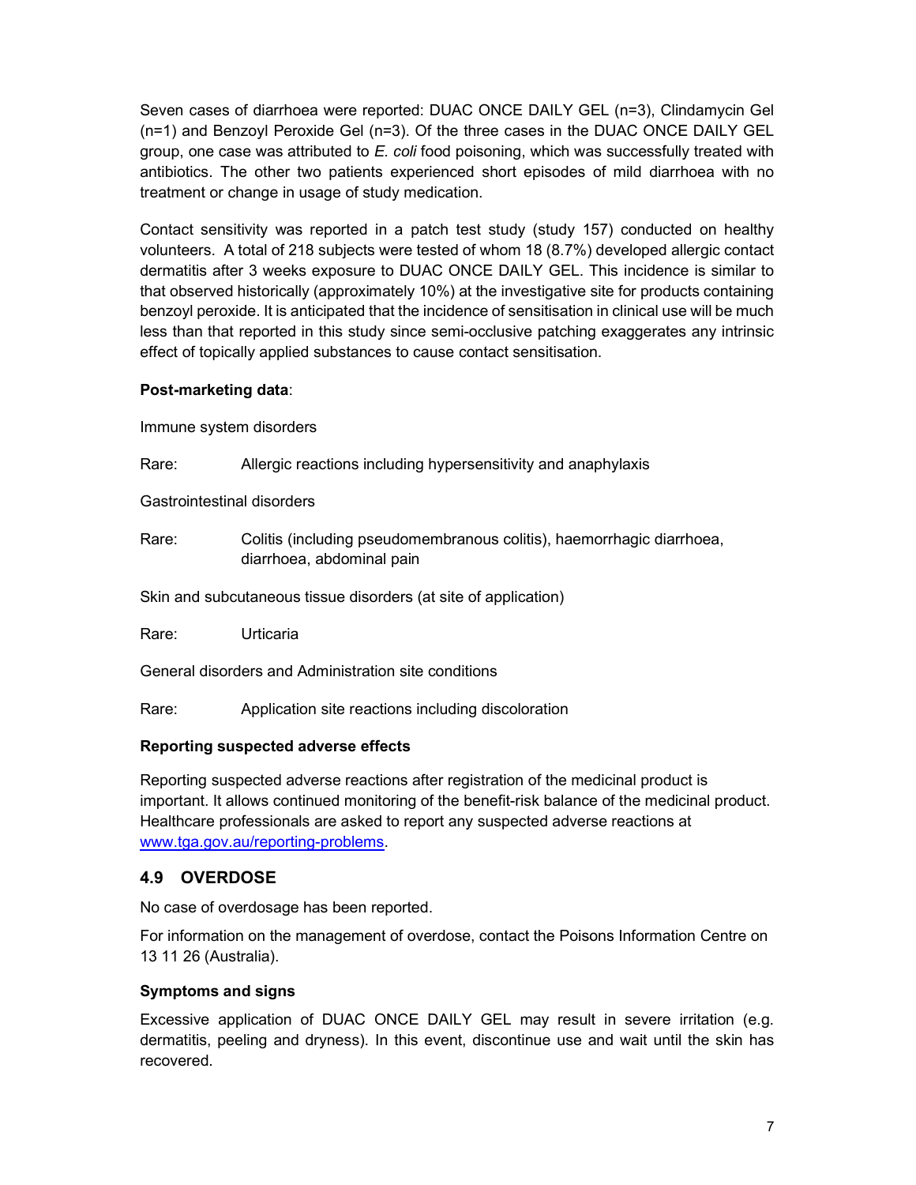Seven cases of diarrhoea were reported: DUAC ONCE DAILY GEL (n=3), Clindamycin Gel (n=1) and Benzoyl Peroxide Gel (n=3). Of the three cases in the DUAC ONCE DAILY GEL group, one case was attributed to *E. coli* food poisoning, which was successfully treated with antibiotics. The other two patients experienced short episodes of mild diarrhoea with no treatment or change in usage of study medication.

Contact sensitivity was reported in a patch test study (study 157) conducted on healthy volunteers. A total of 218 subjects were tested of whom 18 (8.7%) developed allergic contact dermatitis after 3 weeks exposure to DUAC ONCE DAILY GEL. This incidence is similar to that observed historically (approximately 10%) at the investigative site for products containing benzoyl peroxide. It is anticipated that the incidence of sensitisation in clinical use will be much less than that reported in this study since semi-occlusive patching exaggerates any intrinsic effect of topically applied substances to cause contact sensitisation.

**Post-marketing data**:

Immune system disorders

Rare: Allergic reactions including hypersensitivity and anaphylaxis

Gastrointestinal disorders

Rare: Colitis (including pseudomembranous colitis), haemorrhagic diarrhoea, diarrhoea, abdominal pain

Skin and subcutaneous tissue disorders (at site of application)

Rare: Urticaria

General disorders and Administration site conditions

Rare: Application site reactions including discoloration

### Reporting suspected adverse effects

Reporting suspected adverse reactions after registration of the medicinal product is important. It allows continued monitoring of the benefit-risk balance of the medicinal product. Healthcare professionals are asked to report any suspected adverse reactions at www.tga.gov.au/reporting-problems.

## 4.9 OVERDOSE

No case of overdosage has been reported.

For information on the management of overdose, contact the Poisons Information Centre on 13 11 26 (Australia).

### Symptoms and signs

Excessive application of DUAC ONCE DAILY GEL may result in severe irritation (e.g. dermatitis, peeling and dryness). In this event, discontinue use and wait until the skin has recovered.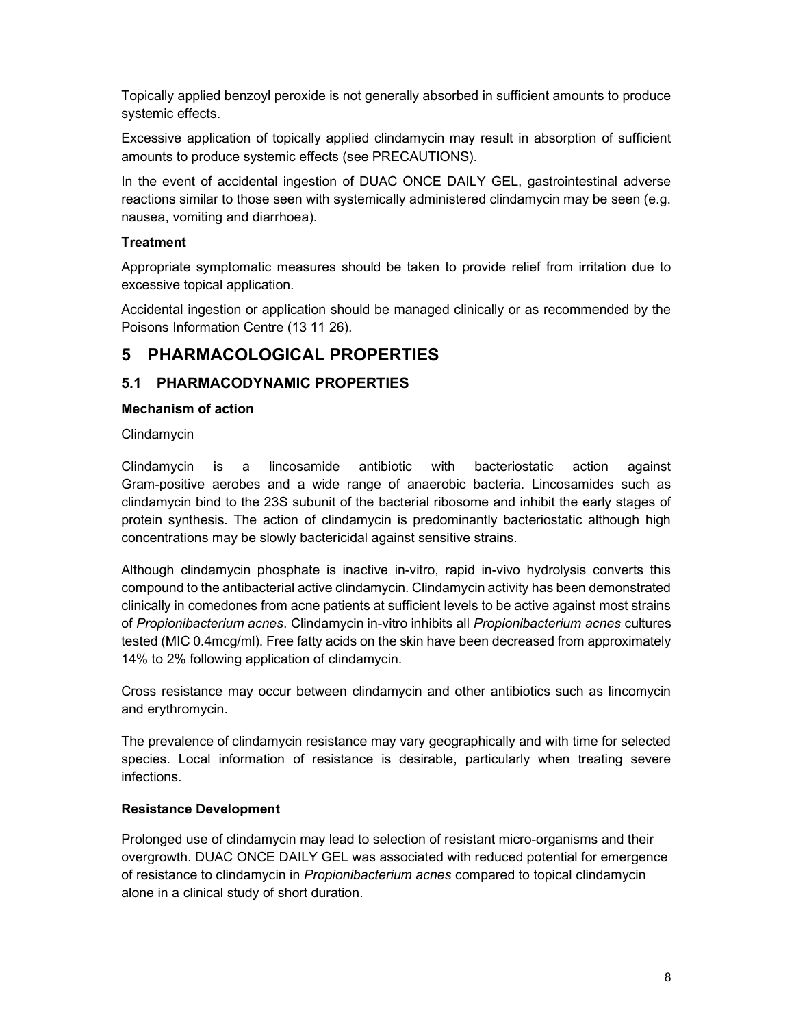Topically applied benzoyl peroxide is not generally absorbed in sufficient amounts to produce systemic effects.

Excessive application of topically applied clindamycin may result in absorption of sufficient amounts to produce systemic effects (see PRECAUTIONS).

In the event of accidental ingestion of DUAC ONCE DAILY GEL, gastrointestinal adverse reactions similar to those seen with systemically administered clindamycin may be seen (e.g. nausea, vomiting and diarrhoea).

**Treatment**

Appropriate symptomatic measures should be taken to provide relief from irritation due to excessive topical application.

Accidental ingestion or application should be managed clinically or as recommended by the Poisons Information Centre (13 11 26).

# 5 PHARMACOLOGICAL PROPERTIES

## 5.1 PHARMACODYNAMIC PROPERTIES

**Mechanism of action**

Clindamycin

Clindamycin is a lincosamide antibiotic with bacteriostatic action against Gram-positive aerobes and a wide range of anaerobic bacteria. Lincosamides such as clindamycin bind to the 23S subunit of the bacterial ribosome and inhibit the early stages of protein synthesis. The action of clindamycin is predominantly bacteriostatic although high concentrations may be slowly bactericidal against sensitive strains.

Although clindamycin phosphate is inactive in-vitro, rapid in-vivo hydrolysis converts this compound to the antibacterial active clindamycin. Clindamycin activity has been demonstrated clinically in comedones from acne patients at sufficient levels to be active against most strains of *Propionibacterium acnes*. Clindamycin in-vitro inhibits all *Propionibacterium acnes* cultures tested (MIC 0.4mcg/ml). Free fatty acids on the skin have been decreased from approximately 14% to 2% following application of clindamycin.

Cross resistance may occur between clindamycin and other antibiotics such as lincomycin and erythromycin.

The prevalence of clindamycin resistance may vary geographically and with time for selected species. Local information of resistance is desirable, particularly when treating severe infections.

**Resistance Development**

Prolonged use of clindamycin may lead to selection of resistant micro-organisms and their overgrowth. DUAC ONCE DAILY GEL was associated with reduced potential for emergence of resistance to clindamycin in *Propionibacterium acnes* compared to topical clindamycin alone in a clinical study of short duration.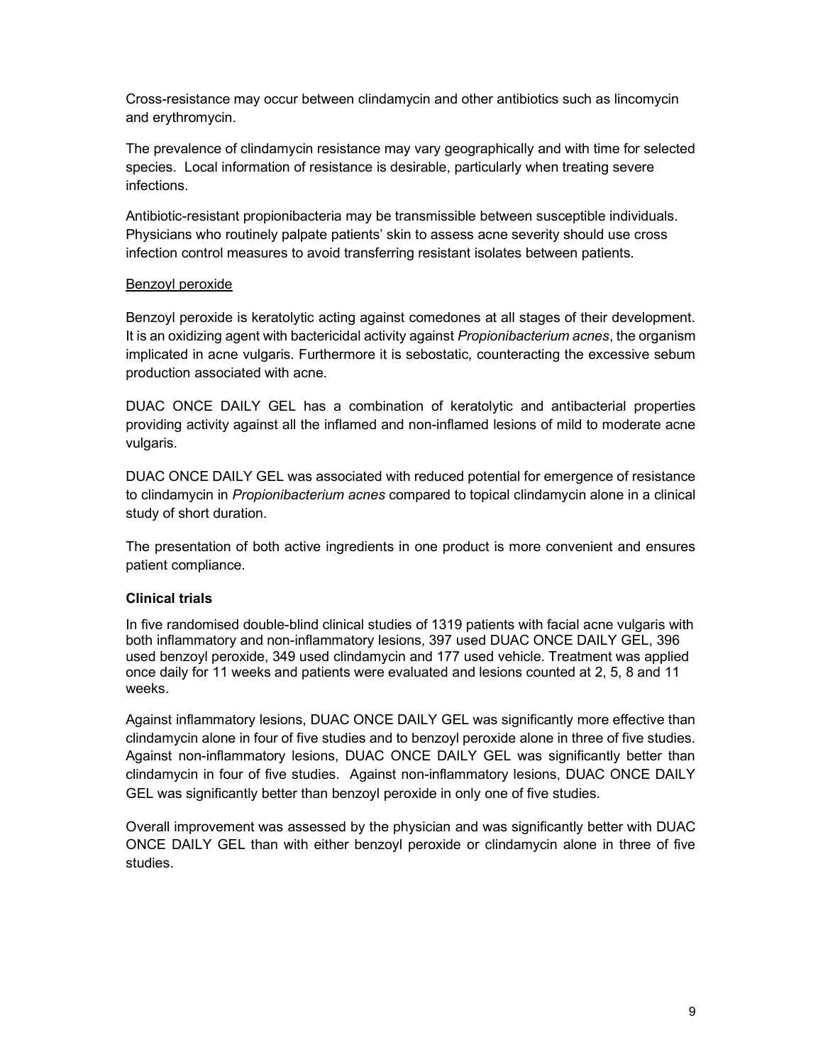Cross-resistance may occur between clindamycin and other antibiotics such as lincomycin and erythromycin.

The prevalence of clindamycin resistance may vary geographically and with time for selected species. Local information of resistance is desirable, particularly when treating severe infections.

Antibiotic-resistant propionibacteria may be transmissible between susceptible individuals. Physicians who routinely palpate patients' skin to assess acne severity should use cross infection control measures to avoid transferring resistant isolates between patients.

Benzoyl peroxide

Benzoyl peroxide is keratolytic acting against comedones at all stages of their development. It is an oxidizing agent with bactericidal activity against *Propionibacterium acnes*, the organism implicated in acne vulgaris. Furthermore it is sebostatic, counteracting the excessive sebum production associated with acne.

DUAC ONCE DAILY GEL has a combination of keratolytic and antibacterial properties providing activity against all the inflamed and non-inflamed lesions of mild to moderate acne vulgaris.

DUAC ONCE DAILY GEL was associated with reduced potential for emergence of resistance to clindamycin in *Propionibacterium acnes* compared to topical clindamycin alone in a clinical study of short duration.

The presentation of both active ingredients in one product is more convenient and ensures patient compliance.

### Clinical trials

In five randomised double-blind clinical studies of 1319 patients with facial acne vulgaris with both inflammatory and non-inflammatory lesions, 397 used DUAC ONCE DAILY GEL, 396 used benzoyl peroxide, 349 used clindamycin and 177 used vehicle. Treatment was applied once daily for 11 weeks and patients were evaluated and lesions counted at 2, 5, 8 and 11 weeks.

Against inflammatory lesions, DUAC ONCE DAILY GEL was significantly more effective than clindamycin alone in four of five studies and to benzoyl peroxide alone in three of five studies. Against non-inflammatory lesions, DUAC ONCE DAILY GEL was significantly better than clindamycin in four of five studies. Against non-inflammatory lesions, DUAC ONCE DAILY GEL was significantly better than benzoyl peroxide in only one of five studies.

Overall improvement was assessed by the physician and was significantly better with DUAC ONCE DAILY GEL than with either benzoyl peroxide or clindamycin alone in three of five studies.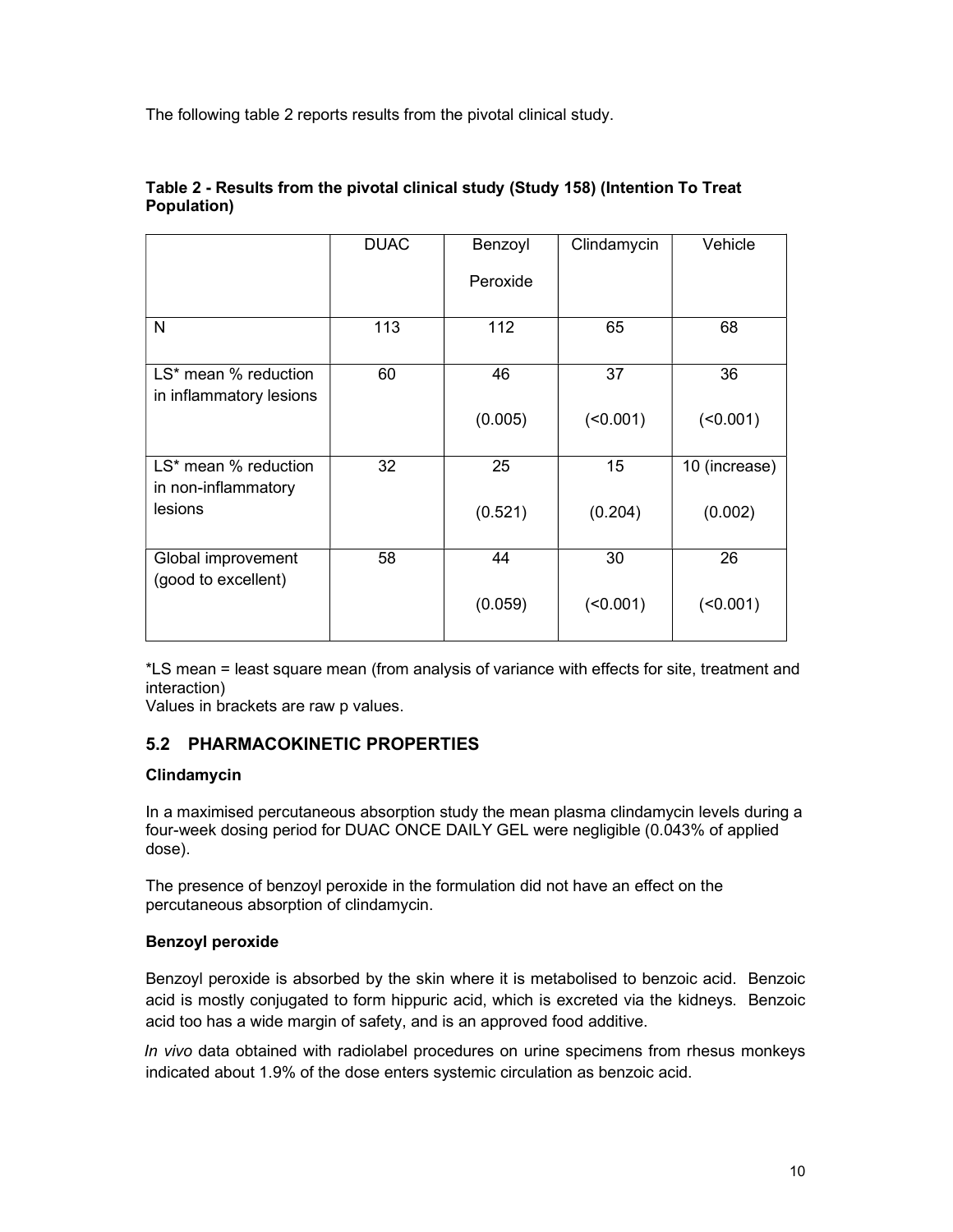The following table 2 reports results from the pivotal clinical study.

**Table 2 - Results from the pivotal clinical study (Study 158) (Intention To Treat Population)**

| | DUAC | Benzoyl Peroxide | Clindamycin | Vehicle |
|---|---|---|---|---|
| N | 113 | 112 | 65 | 68 |
| LS* mean % reduction in inflammatory lesions | 60 | 46 (0.005) | 37 (<0.001) | 36 (<0.001) |
| LS* mean % reduction in non-inflammatory lesions | 32 | 25 (0.521) | 15 (0.204) | 10 (increase) (0.002) |
| Global improvement (good to excellent) | 58 | 44 (0.059) | 30 (<0.001) | 26 (<0.001) |

*LS mean = least square mean (from analysis of variance with effects for site, treatment and interaction)
Values in brackets are raw p values.

## 5.2 PHARMACOKINETIC PROPERTIES

**Clindamycin**

In a maximised percutaneous absorption study the mean plasma clindamycin levels during a four-week dosing period for DUAC ONCE DAILY GEL were negligible (0.043% of applied dose).

The presence of benzoyl peroxide in the formulation did not have an effect on the percutaneous absorption of clindamycin.

**Benzoyl peroxide**

Benzoyl peroxide is absorbed by the skin where it is metabolised to benzoic acid. Benzoic acid is mostly conjugated to form hippuric acid, which is excreted via the kidneys. Benzoic acid too has a wide margin of safety, and is an approved food additive.

*In vivo* data obtained with radiolabel procedures on urine specimens from rhesus monkeys indicated about 1.9% of the dose enters systemic circulation as benzoic acid.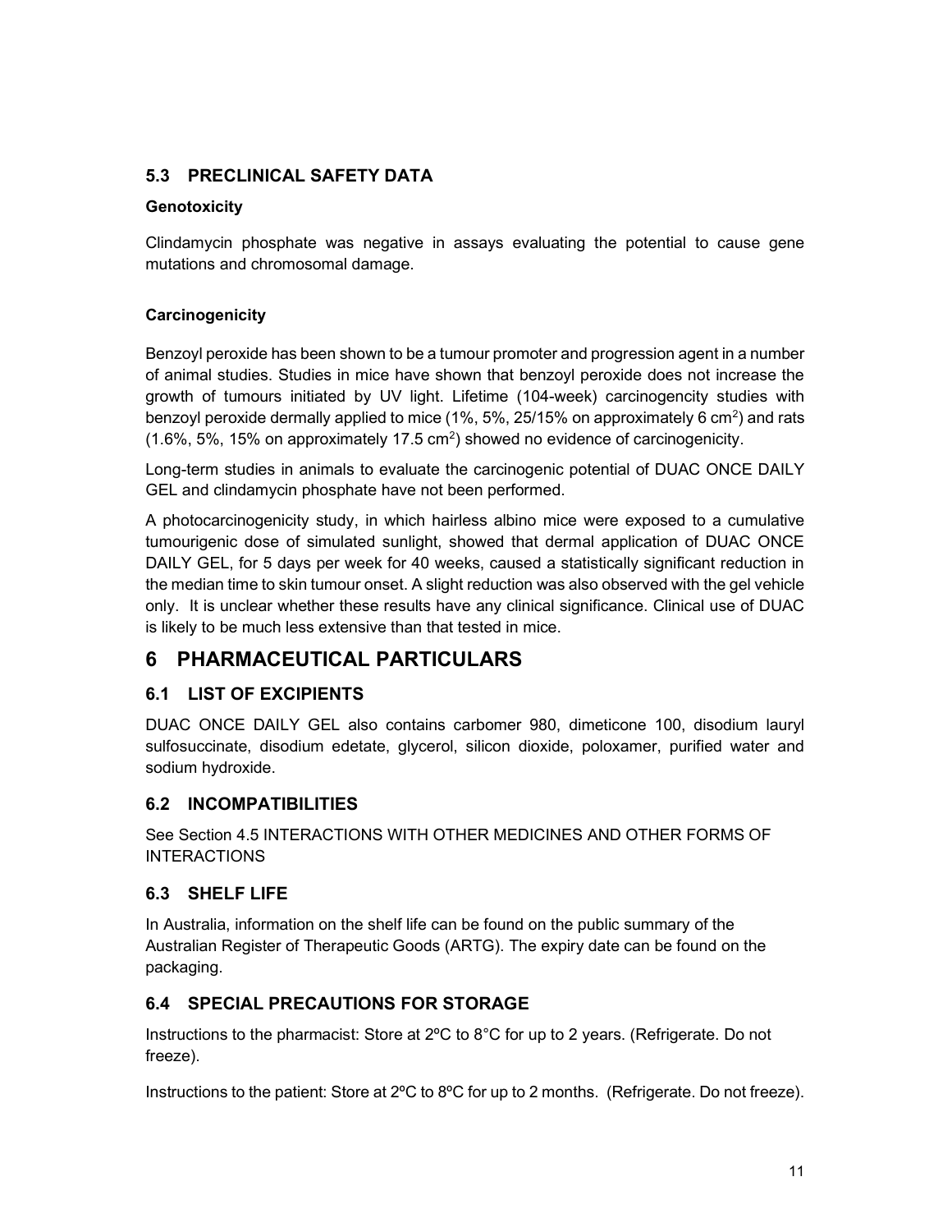## 5.3 PRECLINICAL SAFETY DATA

### Genotoxicity

Clindamycin phosphate was negative in assays evaluating the potential to cause gene mutations and chromosomal damage.

### Carcinogenicity

Benzoyl peroxide has been shown to be a tumour promoter and progression agent in a number of animal studies. Studies in mice have shown that benzoyl peroxide does not increase the growth of tumours initiated by UV light. Lifetime (104-week) carcinogencity studies with benzoyl peroxide dermally applied to mice (1%, 5%, 25/15% on approximately 6 $cm^2$) and rats (1.6%, 5%, 15% on approximately 17.5 $cm^2$) showed no evidence of carcinogenicity.

Long-term studies in animals to evaluate the carcinogenic potential of DUAC ONCE DAILY GEL and clindamycin phosphate have not been performed.

A photocarcinogenicity study, in which hairless albino mice were exposed to a cumulative tumourigenic dose of simulated sunlight, showed that dermal application of DUAC ONCE DAILY GEL, for 5 days per week for 40 weeks, caused a statistically significant reduction in the median time to skin tumour onset. A slight reduction was also observed with the gel vehicle only. It is unclear whether these results have any clinical significance. Clinical use of DUAC is likely to be much less extensive than that tested in mice.

# 6 PHARMACEUTICAL PARTICULARS

## 6.1 LIST OF EXCIPIENTS

DUAC ONCE DAILY GEL also contains carbomer 980, dimeticone 100, disodium lauryl sulfosuccinate, disodium edetate, glycerol, silicon dioxide, poloxamer, purified water and sodium hydroxide.

## 6.2 INCOMPATIBILITIES

See Section 4.5 INTERACTIONS WITH OTHER MEDICINES AND OTHER FORMS OF INTERACTIONS

## 6.3 SHELF LIFE

In Australia, information on the shelf life can be found on the public summary of the Australian Register of Therapeutic Goods (ARTG). The expiry date can be found on the packaging.

## 6.4 SPECIAL PRECAUTIONS FOR STORAGE

Instructions to the pharmacist: Store at 2ºC to 8°C for up to 2 years. (Refrigerate. Do not freeze).

Instructions to the patient: Store at 2ºC to 8ºC for up to 2 months. (Refrigerate. Do not freeze).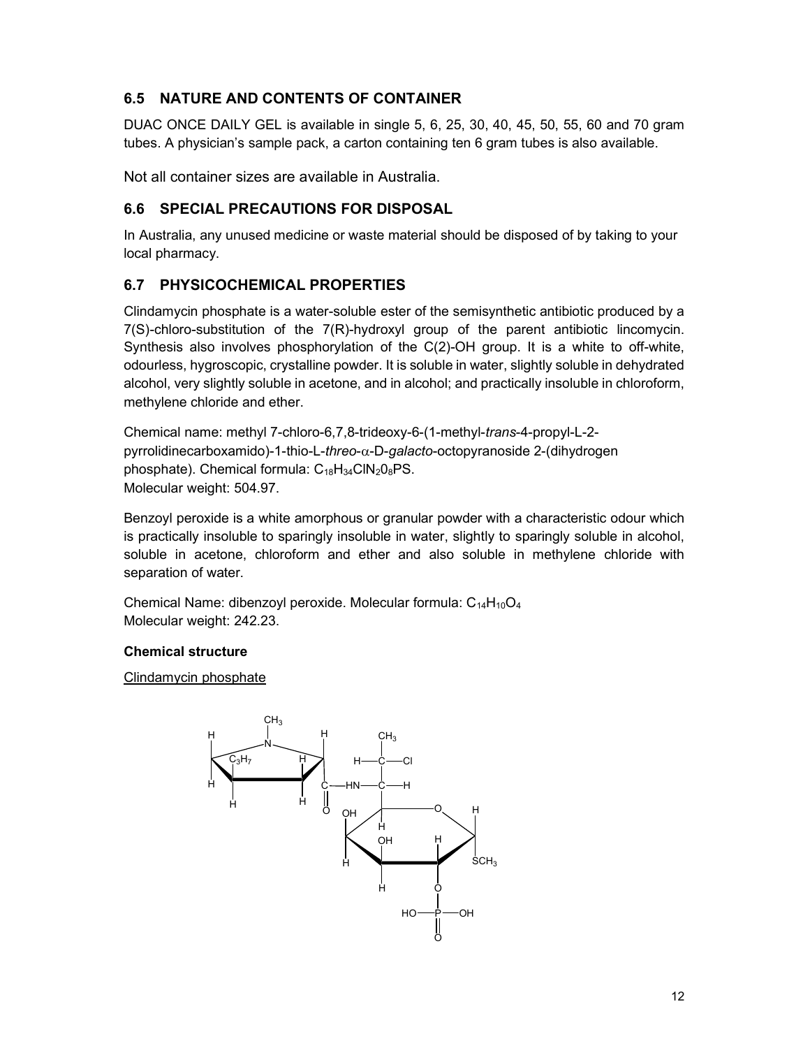## 6.5 NATURE AND CONTENTS OF CONTAINER

DUAC ONCE DAILY GEL is available in single 5, 6, 25, 30, 40, 45, 50, 55, 60 and 70 gram tubes. A physician's sample pack, a carton containing ten 6 gram tubes is also available.

Not all container sizes are available in Australia.

## 6.6 SPECIAL PRECAUTIONS FOR DISPOSAL

In Australia, any unused medicine or waste material should be disposed of by taking to your local pharmacy.

## 6.7 PHYSICOCHEMICAL PROPERTIES

Clindamycin phosphate is a water-soluble ester of the semisynthetic antibiotic produced by a 7(S)-chloro-substitution of the 7(R)-hydroxyl group of the parent antibiotic lincomycin. Synthesis also involves phosphorylation of the C(2)-OH group. It is a white to off-white, odourless, hygroscopic, crystalline powder. It is soluble in water, slightly soluble in dehydrated alcohol, very slightly soluble in acetone, and in alcohol; and practically insoluble in chloroform, methylene chloride and ether.

Chemical name: methyl 7-chloro-6,7,8-trideoxy-6-(1-methyl-*trans*-4-propyl-L-2-pyrrolidinecarboxamido)-1-thio-L-*threo*-α-D-*galacto*-octopyranoside 2-(dihydrogen phosphate). Chemical formula: $C_{18}H_{34}ClN_{2}0_{8}PS$.
Molecular weight: 504.97.

Benzoyl peroxide is a white amorphous or granular powder with a characteristic odour which is practically insoluble to sparingly insoluble in water, slightly to sparingly soluble in alcohol, soluble in acetone, chloroform and ether and also soluble in methylene chloride with separation of water.

Chemical Name: dibenzoyl peroxide. Molecular formula: $C_{14}H_{10}O_{4}$
Molecular weight: 242.23.

**Chemical structure**

Clindamycin phosphate

CH3
H N H CH3
C3H7 H H—C—Cl
H C—HN—C—H
H H O OH O H
H
OH H
H SCH3
H O
HO—P—OH
O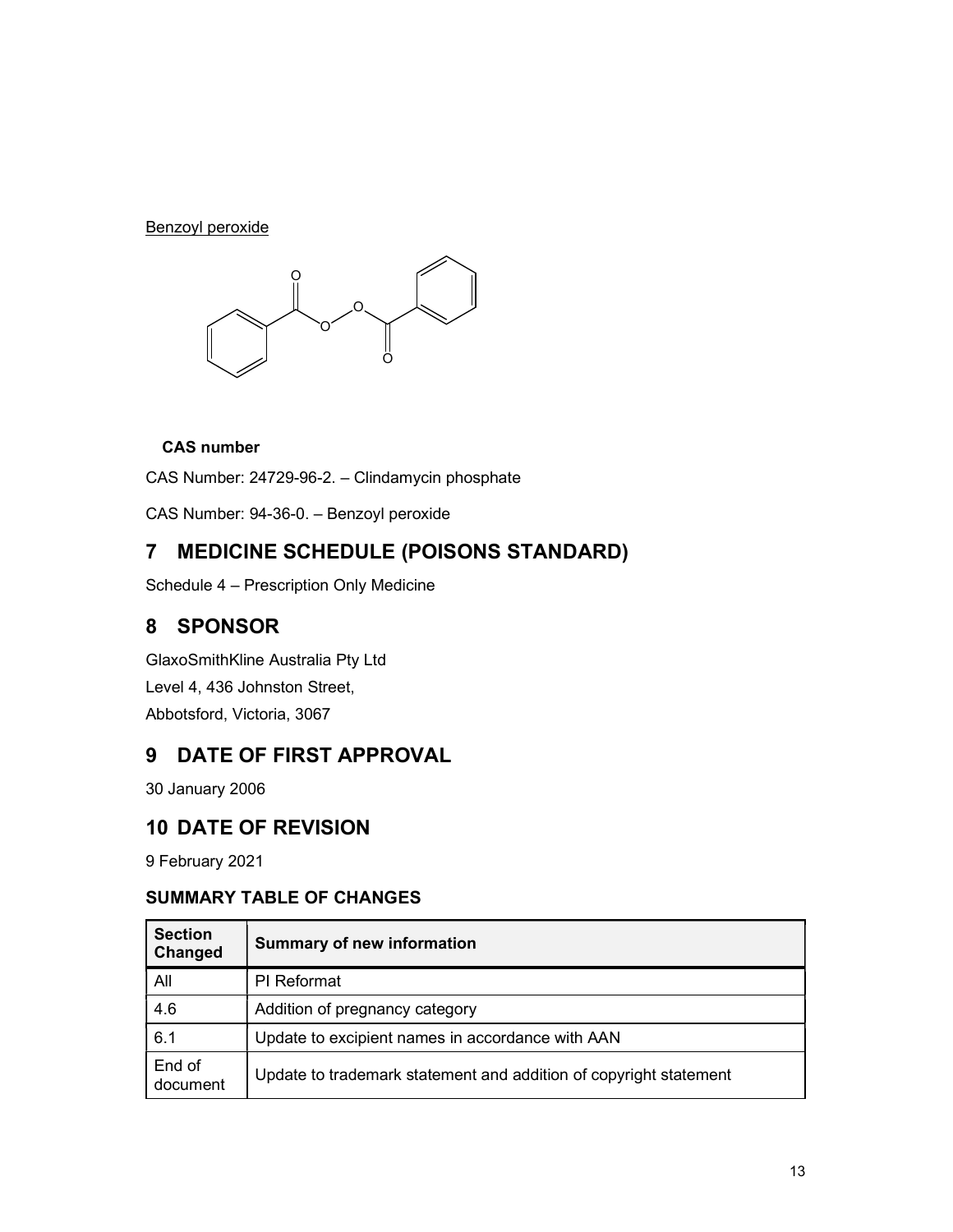Benzoyl peroxide

**CAS number**

CAS Number: 24729-96-2. – Clindamycin phosphate

CAS Number: 94-36-0. – Benzoyl peroxide

## 7 MEDICINE SCHEDULE (POISONS STANDARD)

Schedule 4 – Prescription Only Medicine

## 8 SPONSOR

GlaxoSmithKline Australia Pty Ltd
Level 4, 436 Johnston Street,
Abbotsford, Victoria, 3067

## 9 DATE OF FIRST APPROVAL

30 January 2006

## 10 DATE OF REVISION

9 February 2021

### SUMMARY TABLE OF CHANGES

| Section Changed | Summary of new information |
|---|---|
| All | PI Reformat |
| 4.6 | Addition of pregnancy category |
| 6.1 | Update to excipient names in accordance with AAN |
| End of document | Update to trademark statement and addition of copyright statement |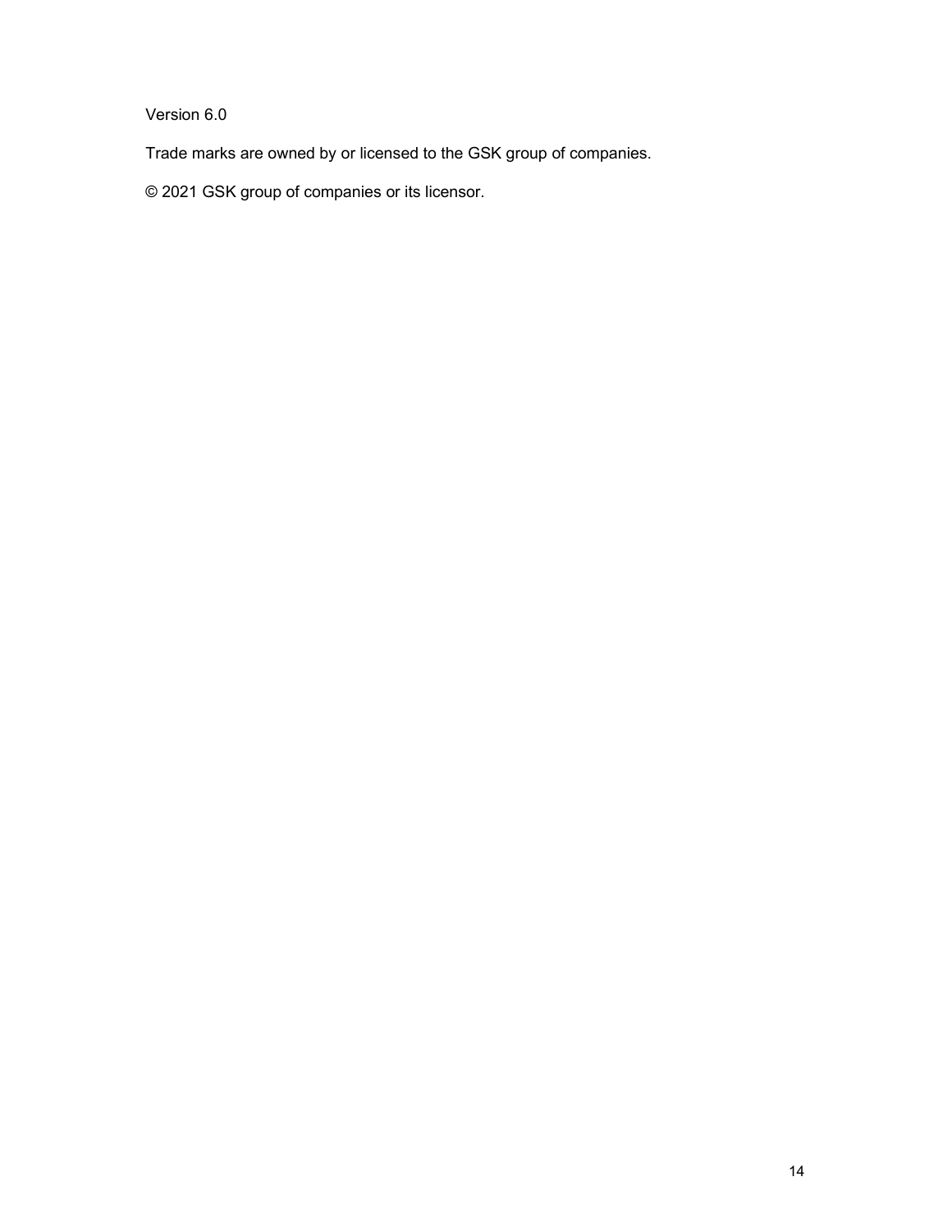Version 6.0

Trade marks are owned by or licensed to the GSK group of companies.

© 2021 GSK group of companies or its licensor.